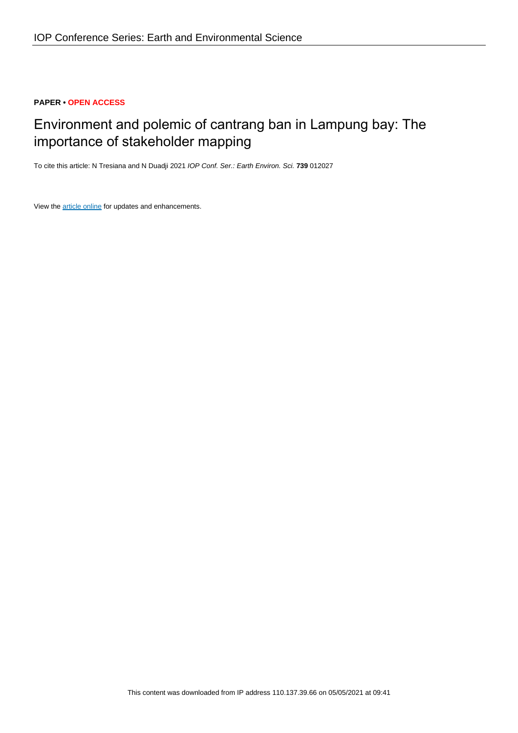**PAPER • OPEN ACCESS**

# Environment and polemic of cantrang ban in Lampung bay: The importance of stakeholder mapping

To cite this article: N Tresiana and N Duadji 2021 *IOP Conf. Ser.: Earth Environ. Sci.* **739** 012027

View the article online for updates and enhancements.

This content was downloaded from IP address 110.137.39.66 on 05/05/2021 at 09:41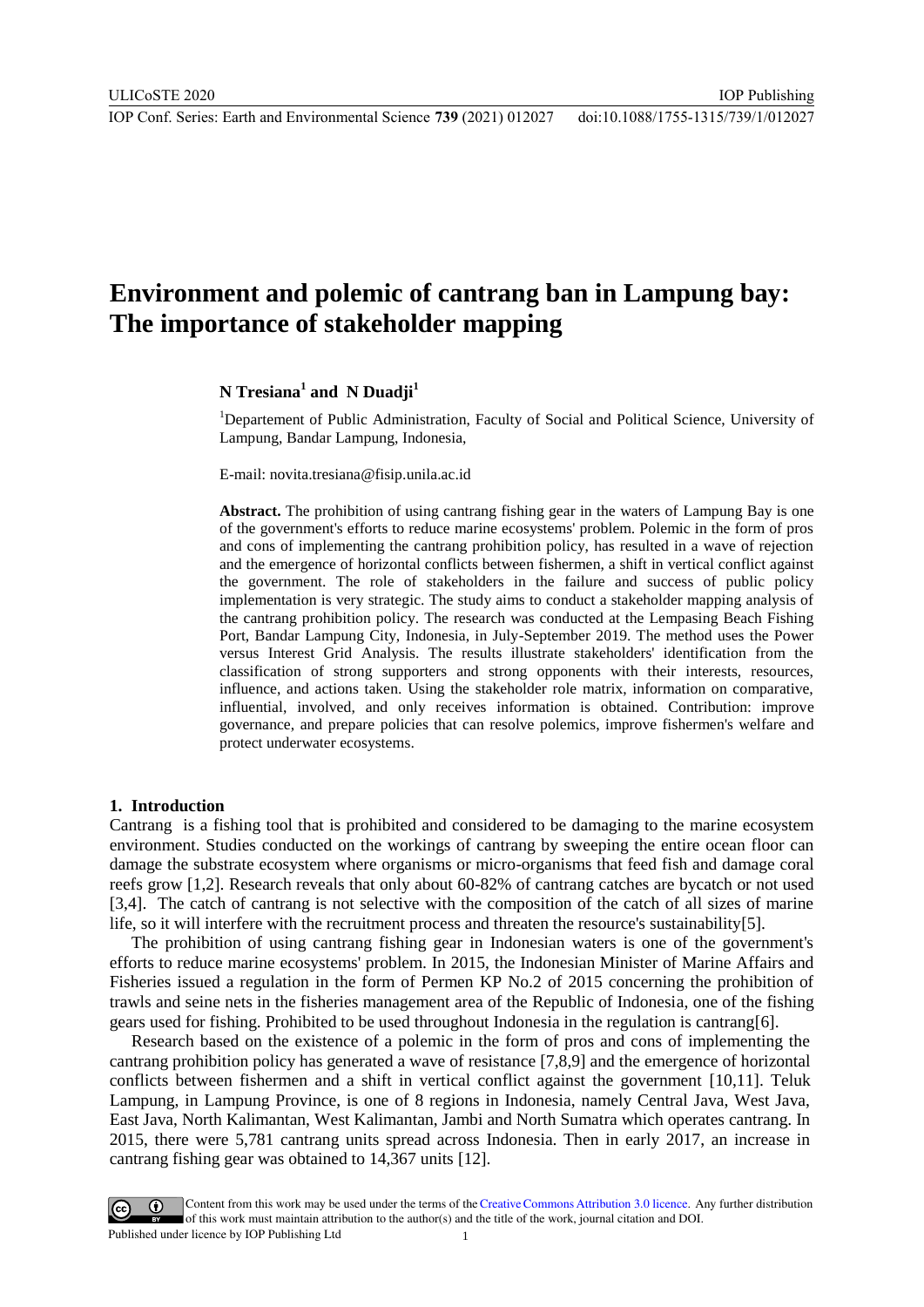# Environment and polemic of cantrang ban in Lampung bay: The importance of stakeholder mapping

**N Tresiana[1] and N Duadji[1]**

[1]Departement of Public Administration, Faculty of Social and Political Science, University of Lampung, Bandar Lampung, Indonesia,

E-mail: novita.tresiana@fisip.unila.ac.id

**Abstract.** The prohibition of using cantrang fishing gear in the waters of Lampung Bay is one of the government's efforts to reduce marine ecosystems' problem. Polemic in the form of pros and cons of implementing the cantrang prohibition policy, has resulted in a wave of rejection and the emergence of horizontal conflicts between fishermen, a shift in vertical conflict against the government. The role of stakeholders in the failure and success of public policy implementation is very strategic. The study aims to conduct a stakeholder mapping analysis of the cantrang prohibition policy. The research was conducted at the Lempasing Beach Fishing Port, Bandar Lampung City, Indonesia, in July-September 2019. The method uses the Power versus Interest Grid Analysis. The results illustrate stakeholders' identification from the classification of strong supporters and strong opponents with their interests, resources, influence, and actions taken. Using the stakeholder role matrix, information on comparative, influential, involved, and only receives information is obtained. Contribution: improve governance, and prepare policies that can resolve polemics, improve fishermen's welfare and protect underwater ecosystems.

## 1. Introduction

Cantrang is a fishing tool that is prohibited and considered to be damaging to the marine ecosystem environment. Studies conducted on the workings of cantrang by sweeping the entire ocean floor can damage the substrate ecosystem where organisms or micro-organisms that feed fish and damage coral reefs grow [1,2]. Research reveals that only about 60-82% of cantrang catches are bycatch or not used [3,4]. The catch of cantrang is not selective with the composition of the catch of all sizes of marine life, so it will interfere with the recruitment process and threaten the resource's sustainability[5].

The prohibition of using cantrang fishing gear in Indonesian waters is one of the government's efforts to reduce marine ecosystems' problem. In 2015, the Indonesian Minister of Marine Affairs and Fisheries issued a regulation in the form of Permen KP No.2 of 2015 concerning the prohibition of trawls and seine nets in the fisheries management area of the Republic of Indonesia, one of the fishing gears used for fishing. Prohibited to be used throughout Indonesia in the regulation is cantrang[6].

Research based on the existence of a polemic in the form of pros and cons of implementing the cantrang prohibition policy has generated a wave of resistance [7,8,9] and the emergence of horizontal conflicts between fishermen and a shift in vertical conflict against the government [10,11]. Teluk Lampung, in Lampung Province, is one of 8 regions in Indonesia, namely Central Java, West Java, East Java, North Kalimantan, West Kalimantan, Jambi and North Sumatra which operates cantrang. In 2015, there were 5,781 cantrang units spread across Indonesia. Then in early 2017, an increase in cantrang fishing gear was obtained to 14,367 units [12].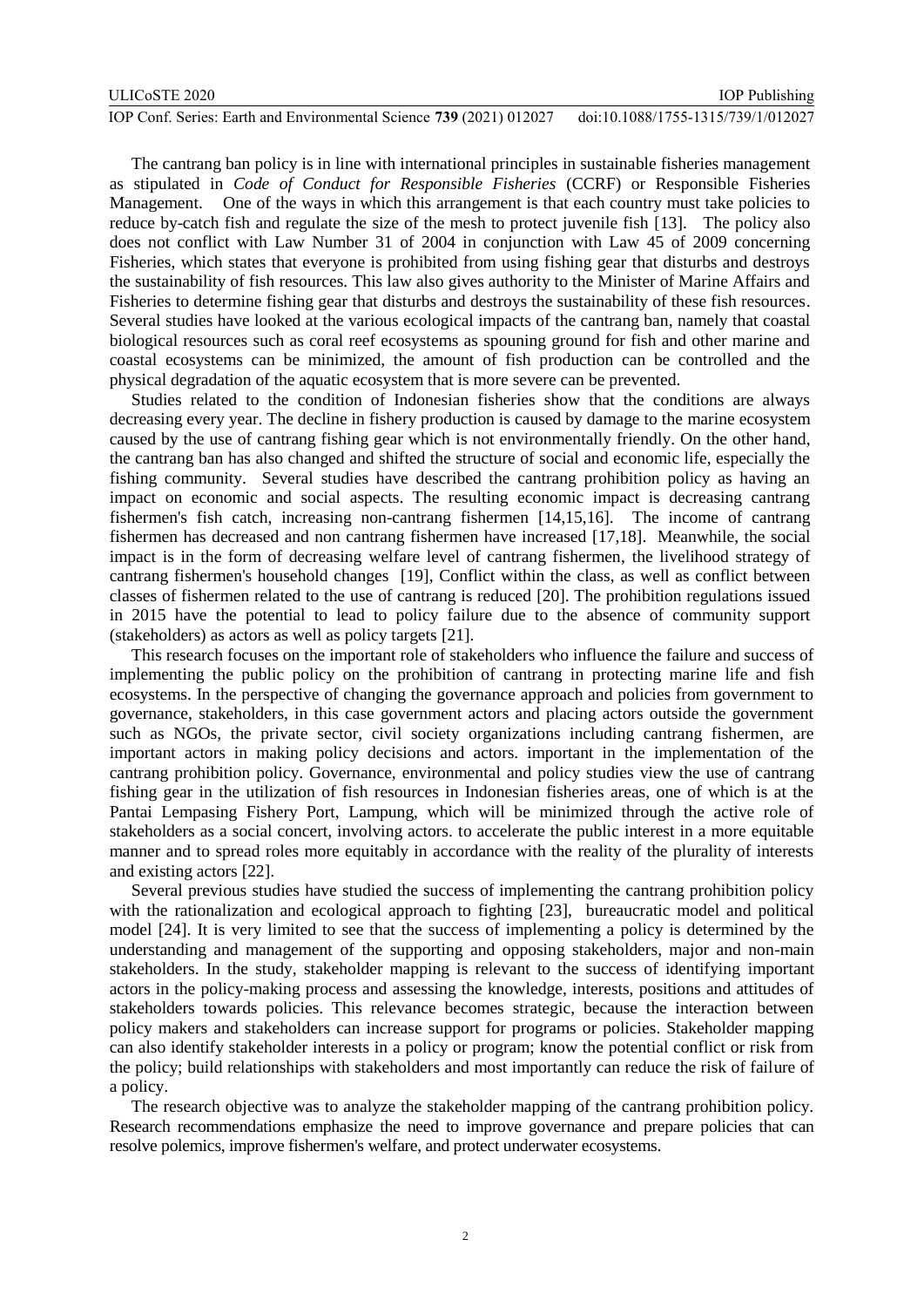The cantrang ban policy is in line with international principles in sustainable fisheries management as stipulated in *Code of Conduct for Responsible Fisheries* (CCRF) or Responsible Fisheries Management. One of the ways in which this arrangement is that each country must take policies to reduce by-catch fish and regulate the size of the mesh to protect juvenile fish [13]. The policy also does not conflict with Law Number 31 of 2004 in conjunction with Law 45 of 2009 concerning Fisheries, which states that everyone is prohibited from using fishing gear that disturbs and destroys the sustainability of fish resources. This law also gives authority to the Minister of Marine Affairs and Fisheries to determine fishing gear that disturbs and destroys the sustainability of these fish resources. Several studies have looked at the various ecological impacts of the cantrang ban, namely that coastal biological resources such as coral reef ecosystems as spouning ground for fish and other marine and coastal ecosystems can be minimized, the amount of fish production can be controlled and the physical degradation of the aquatic ecosystem that is more severe can be prevented.

Studies related to the condition of Indonesian fisheries show that the conditions are always decreasing every year. The decline in fishery production is caused by damage to the marine ecosystem caused by the use of cantrang fishing gear which is not environmentally friendly. On the other hand, the cantrang ban has also changed and shifted the structure of social and economic life, especially the fishing community. Several studies have described the cantrang prohibition policy as having an impact on economic and social aspects. The resulting economic impact is decreasing cantrang fishermen's fish catch, increasing non-cantrang fishermen [14,15,16]. The income of cantrang fishermen has decreased and non cantrang fishermen have increased [17,18]. Meanwhile, the social impact is in the form of decreasing welfare level of cantrang fishermen, the livelihood strategy of cantrang fishermen's household changes [19], Conflict within the class, as well as conflict between classes of fishermen related to the use of cantrang is reduced [20]. The prohibition regulations issued in 2015 have the potential to lead to policy failure due to the absence of community support (stakeholders) as actors as well as policy targets [21].

This research focuses on the important role of stakeholders who influence the failure and success of implementing the public policy on the prohibition of cantrang in protecting marine life and fish ecosystems. In the perspective of changing the governance approach and policies from government to governance, stakeholders, in this case government actors and placing actors outside the government such as NGOs, the private sector, civil society organizations including cantrang fishermen, are important actors in making policy decisions and actors. important in the implementation of the cantrang prohibition policy. Governance, environmental and policy studies view the use of cantrang fishing gear in the utilization of fish resources in Indonesian fisheries areas, one of which is at the Pantai Lempasing Fishery Port, Lampung, which will be minimized through the active role of stakeholders as a social concert, involving actors. to accelerate the public interest in a more equitable manner and to spread roles more equitably in accordance with the reality of the plurality of interests and existing actors [22].

Several previous studies have studied the success of implementing the cantrang prohibition policy with the rationalization and ecological approach to fighting [23], bureaucratic model and political model [24]. It is very limited to see that the success of implementing a policy is determined by the understanding and management of the supporting and opposing stakeholders, major and non-main stakeholders. In the study, stakeholder mapping is relevant to the success of identifying important actors in the policy-making process and assessing the knowledge, interests, positions and attitudes of stakeholders towards policies. This relevance becomes strategic, because the interaction between policy makers and stakeholders can increase support for programs or policies. Stakeholder mapping can also identify stakeholder interests in a policy or program; know the potential conflict or risk from the policy; build relationships with stakeholders and most importantly can reduce the risk of failure of a policy.

The research objective was to analyze the stakeholder mapping of the cantrang prohibition policy. Research recommendations emphasize the need to improve governance and prepare policies that can resolve polemics, improve fishermen's welfare, and protect underwater ecosystems.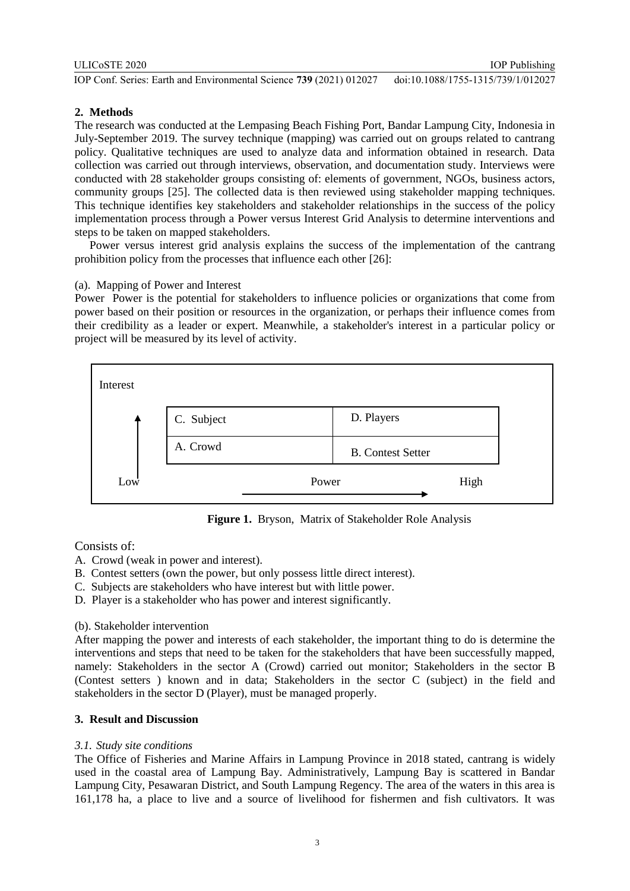## 2. Methods

The research was conducted at the Lempasing Beach Fishing Port, Bandar Lampung City, Indonesia in July-September 2019. The survey technique (mapping) was carried out on groups related to cantrang policy. Qualitative techniques are used to analyze data and information obtained in research. Data collection was carried out through interviews, observation, and documentation study. Interviews were conducted with 28 stakeholder groups consisting of: elements of government, NGOs, business actors, community groups [25]. The collected data is then reviewed using stakeholder mapping techniques. This technique identifies key stakeholders and stakeholder relationships in the success of the policy implementation process through a Power versus Interest Grid Analysis to determine interventions and steps to be taken on mapped stakeholders.

Power versus interest grid analysis explains the success of the implementation of the cantrang prohibition policy from the processes that influence each other [26]:

(a). Mapping of Power and Interest

Power Power is the potential for stakeholders to influence policies or organizations that come from power based on their position or resources in the organization, or perhaps their influence comes from their credibility as a leader or expert. Meanwhile, a stakeholder's interest in a particular policy or project will be measured by its level of activity.

| Interest | | |
|---|---|---|
| ↑ | C. Subject | D. Players |
| | A. Crowd | B. Contest Setter |
| Low | Power → | High |

**Figure 1.** Bryson, Matrix of Stakeholder Role Analysis

Consists of:

A. Crowd (weak in power and interest).
B. Contest setters (own the power, but only possess little direct interest).
C. Subjects are stakeholders who have interest but with little power.
D. Player is a stakeholder who has power and interest significantly.

(b). Stakeholder intervention

After mapping the power and interests of each stakeholder, the important thing to do is determine the interventions and steps that need to be taken for the stakeholders that have been successfully mapped, namely: Stakeholders in the sector A (Crowd) carried out monitor; Stakeholders in the sector B (Contest setters ) known and in data; Stakeholders in the sector C (subject) in the field and stakeholders in the sector D (Player), must be managed properly.

## 3. Result and Discussion

### *3.1. Study site conditions*

The Office of Fisheries and Marine Affairs in Lampung Province in 2018 stated, cantrang is widely used in the coastal area of Lampung Bay. Administratively, Lampung Bay is scattered in Bandar Lampung City, Pesawaran District, and South Lampung Regency. The area of the waters in this area is 161,178 ha, a place to live and a source of livelihood for fishermen and fish cultivators. It was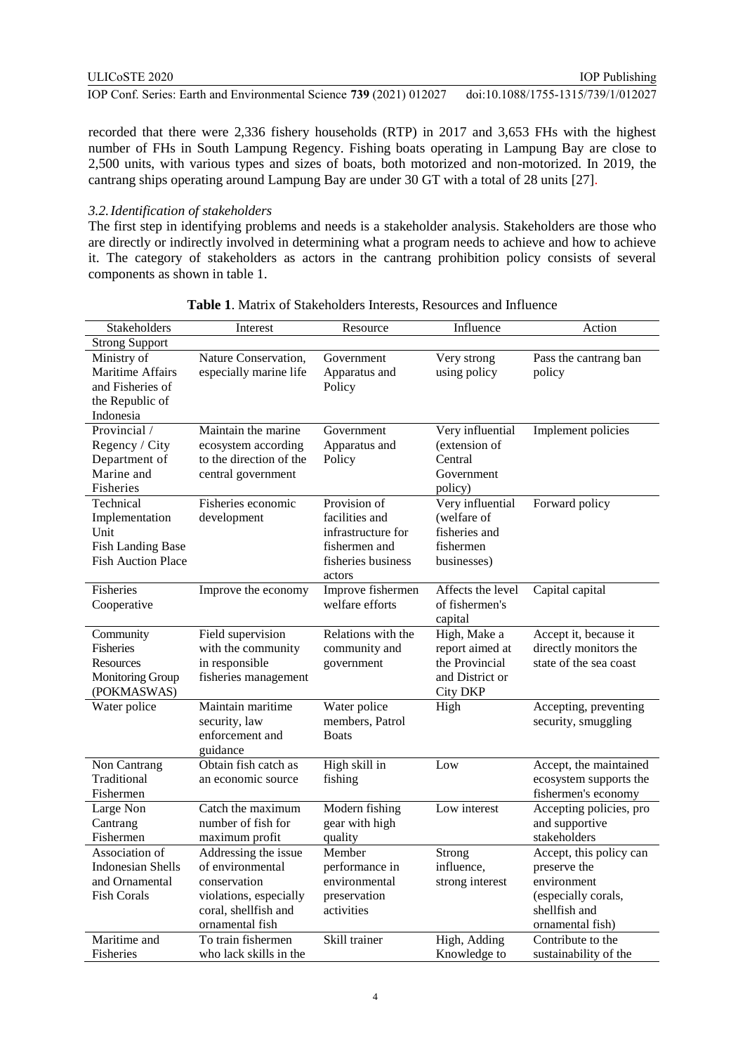recorded that there were 2,336 fishery households (RTP) in 2017 and 3,653 FHs with the highest number of FHs in South Lampung Regency. Fishing boats operating in Lampung Bay are close to 2,500 units, with various types and sizes of boats, both motorized and non-motorized. In 2019, the cantrang ships operating around Lampung Bay are under 30 GT with a total of 28 units [27].

### *3.2. Identification of stakeholders*

The first step in identifying problems and needs is a stakeholder analysis. Stakeholders are those who are directly or indirectly involved in determining what a program needs to achieve and how to achieve it. The category of stakeholders as actors in the cantrang prohibition policy consists of several components as shown in table 1.

**Table 1**. Matrix of Stakeholders Interests, Resources and Influence

| Stakeholders | Interest | Resource | Influence | Action |
|---|---|---|---|---|
| Strong Support | | | | |
| Ministry of Maritime Affairs and Fisheries of the Republic of Indonesia | Nature Conservation, especially marine life | Government Apparatus and Policy | Very strong using policy | Pass the cantrang ban policy |
| Provincial / Regency / City Department of Marine and Fisheries | Maintain the marine ecosystem according to the direction of the central government | Government Apparatus and Policy | Very influential (extension of Central Government policy) | Implement policies |
| Technical Implementation Unit Fish Landing Base Fish Auction Place | Fisheries economic development | Provision of facilities and infrastructure for fishermen and fisheries business actors | Very influential (welfare of fisheries and fishermen businesses) | Forward policy |
| Fisheries Cooperative | Improve the economy | Improve fishermen welfare efforts | Affects the level of fishermen's capital | Capital capital |
| Community Fisheries Resources Monitoring Group (POKMASWAS) | Field supervision with the community in responsible fisheries management | Relations with the community and government | High, Make a report aimed at the Provincial and District or City DKP | Accept it, because it directly monitors the state of the sea coast |
| Water police | Maintain maritime security, law enforcement and guidance | Water police members, Patrol Boats | High | Accepting, preventing security, smuggling |
| Non Cantrang Traditional Fishermen | Obtain fish catch as an economic source | High skill in fishing | Low | Accept, the maintained ecosystem supports the fishermen's economy |
| Large Non Cantrang Fishermen | Catch the maximum number of fish for maximum profit | Modern fishing gear with high quality | Low interest | Accepting policies, pro and supportive stakeholders |
| Association of Indonesian Shells and Ornamental Fish Corals | Addressing the issue of environmental conservation violations, especially coral, shellfish and ornamental fish | Member performance in environmental preservation activities | Strong influence, strong interest | Accept, this policy can preserve the environment (especially corals, shellfish and ornamental fish) |
| Maritime and Fisheries | To train fishermen who lack skills in the | Skill trainer | High, Adding Knowledge to | Contribute to the sustainability of the |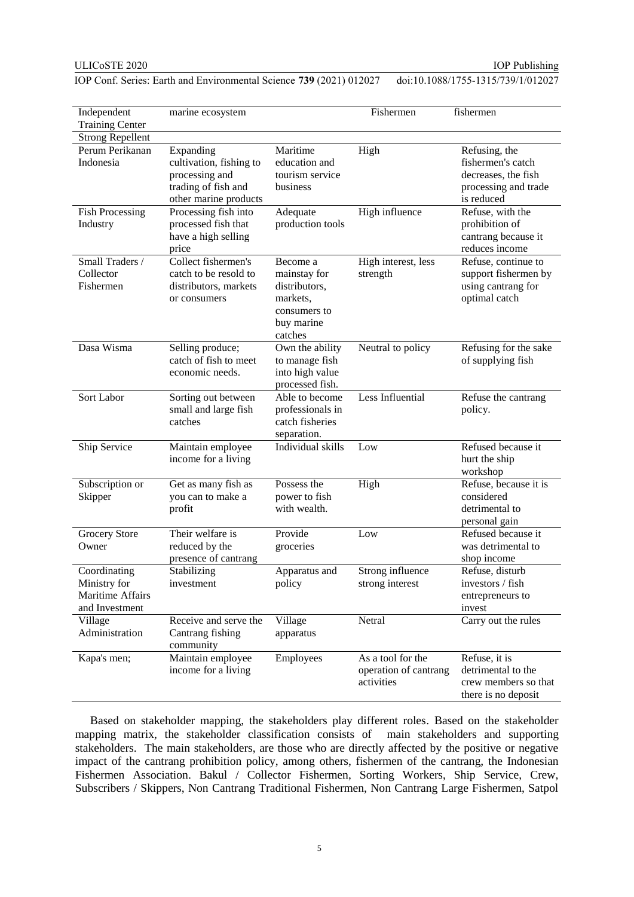| Independent Training Center | marine ecosystem | | Fishermen | fishermen |
|---|---|---|---|---|
| Strong Repellent | | | | |
| Perum Perikanan Indonesia | Expanding cultivation, fishing to processing and trading of fish and other marine products | Maritime education and tourism service business | High | Refusing, the fishermen's catch decreases, the fish processing and trade is reduced |
| Fish Processing Industry | Processing fish into processed fish that have a high selling price | Adequate production tools | High influence | Refuse, with the prohibition of cantrang because it reduces income |
| Small Traders / Collector Fishermen | Collect fishermen's catch to be resold to distributors, markets or consumers | Become a mainstay for distributors, markets, consumers to buy marine catches | High interest, less strength | Refuse, continue to support fishermen by using cantrang for optimal catch |
| Dasa Wisma | Selling produce; catch of fish to meet economic needs. | Own the ability to manage fish into high value processed fish. | Neutral to policy | Refusing for the sake of supplying fish |
| Sort Labor | Sorting out between small and large fish catches | Able to become professionals in catch fisheries separation. | Less Influential | Refuse the cantrang policy. |
| Ship Service | Maintain employee income for a living | Individual skills | Low | Refused because it hurt the ship workshop |
| Subscription or Skipper | Get as many fish as you can to make a profit | Possess the power to fish with wealth. | High | Refuse, because it is considered detrimental to personal gain |
| Grocery Store Owner | Their welfare is reduced by the presence of cantrang | Provide groceries | Low | Refused because it was detrimental to shop income |
| Coordinating Ministry for Maritime Affairs and Investment | Stabilizing investment | Apparatus and policy | Strong influence strong interest | Refuse, disturb investors / fish entrepreneurs to invest |
| Village Administration | Receive and serve the Cantrang fishing community | Village apparatus | Netral | Carry out the rules |
| Kapa's men; | Maintain employee income for a living | Employees | As a tool for the operation of cantrang activities | Refuse, it is detrimental to the crew members so that there is no deposit |

Based on stakeholder mapping, the stakeholders play different roles. Based on the stakeholder mapping matrix, the stakeholder classification consists of main stakeholders and supporting stakeholders. The main stakeholders, are those who are directly affected by the positive or negative impact of the cantrang prohibition policy, among others, fishermen of the cantrang, the Indonesian Fishermen Association. Bakul / Collector Fishermen, Sorting Workers, Ship Service, Crew, Subscribers / Skippers, Non Cantrang Traditional Fishermen, Non Cantrang Large Fishermen, Satpol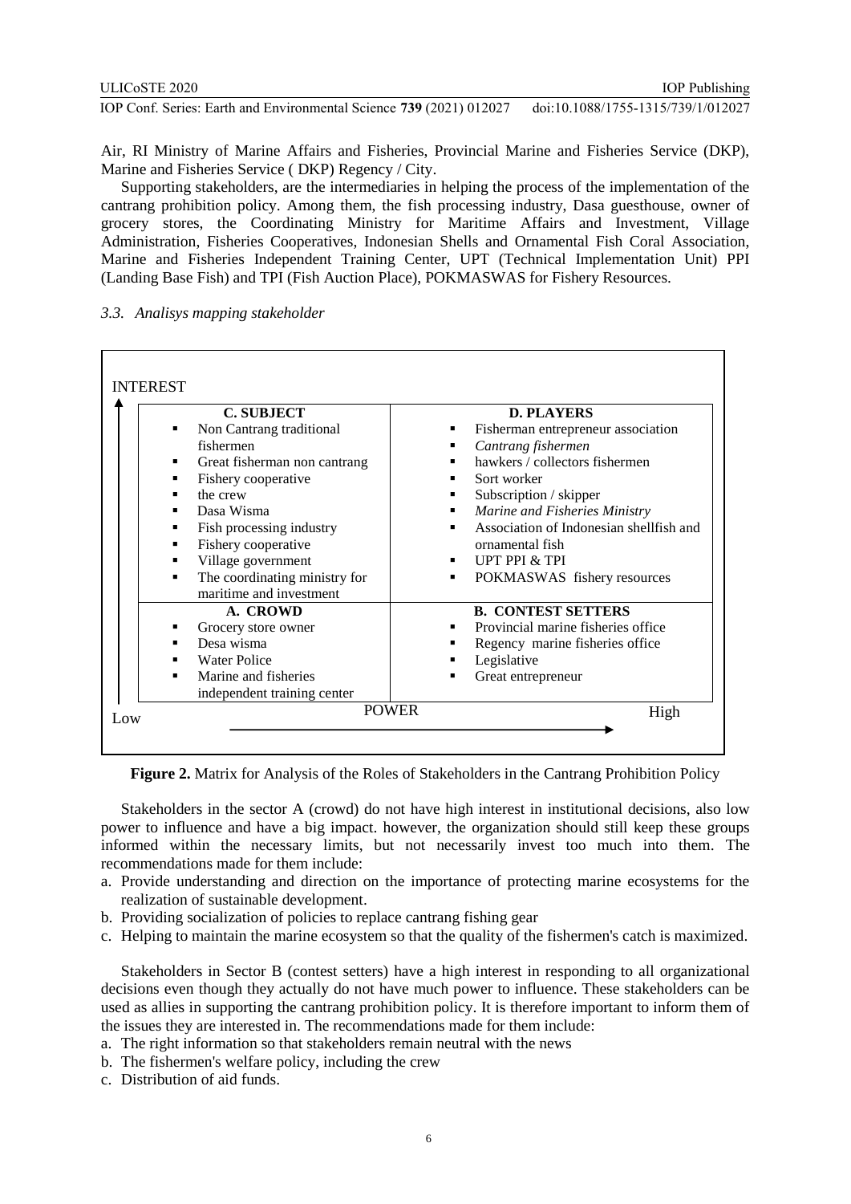Air, RI Ministry of Marine Affairs and Fisheries, Provincial Marine and Fisheries Service (DKP), Marine and Fisheries Service ( DKP) Regency / City.

Supporting stakeholders, are the intermediaries in helping the process of the implementation of the cantrang prohibition policy. Among them, the fish processing industry, Dasa guesthouse, owner of grocery stores, the Coordinating Ministry for Maritime Affairs and Investment, Village Administration, Fisheries Cooperatives, Indonesian Shells and Ornamental Fish Coral Association, Marine and Fisheries Independent Training Center, UPT (Technical Implementation Unit) PPI (Landing Base Fish) and TPI (Fish Auction Place), POKMASWAS for Fishery Resources.

### *3.3. Analisys mapping stakeholder*

| INTEREST ↑ | Low POWER → High | |
|---|---|---|
| | **C. SUBJECT**<br>▪ Non Cantrang traditional fishermen<br>▪ Great fisherman non cantrang<br>▪ Fishery cooperative<br>▪ the crew<br>▪ Dasa Wisma<br>▪ Fish processing industry<br>▪ Fishery cooperative<br>▪ Village government<br>▪ The coordinating ministry for maritime and investment | **D. PLAYERS**<br>▪ Fisherman entrepreneur association<br>▪ *Cantrang fishermen*<br>▪ hawkers / collectors fishermen<br>▪ Sort worker<br>▪ Subscription / skipper<br>▪ *Marine and Fisheries Ministry*<br>▪ Association of Indonesian shellfish and ornamental fish<br>▪ UPT PPI & TPI<br>▪ POKMASWAS fishery resources |
| | **A. CROWD**<br>▪ Grocery store owner<br>▪ Desa wisma<br>▪ Water Police<br>▪ Marine and fisheries independent training center | **B. CONTEST SETTERS**<br>▪ Provincial marine fisheries office<br>▪ Regency marine fisheries office<br>▪ Legislative<br>▪ Great entrepreneur |

**Figure 2.** Matrix for Analysis of the Roles of Stakeholders in the Cantrang Prohibition Policy

Stakeholders in the sector A (crowd) do not have high interest in institutional decisions, also low power to influence and have a big impact. however, the organization should still keep these groups informed within the necessary limits, but not necessarily invest too much into them. The recommendations made for them include:

a. Provide understanding and direction on the importance of protecting marine ecosystems for the realization of sustainable development.
b. Providing socialization of policies to replace cantrang fishing gear
c. Helping to maintain the marine ecosystem so that the quality of the fishermen's catch is maximized.

Stakeholders in Sector B (contest setters) have a high interest in responding to all organizational decisions even though they actually do not have much power to influence. These stakeholders can be used as allies in supporting the cantrang prohibition policy. It is therefore important to inform them of the issues they are interested in. The recommendations made for them include:

a. The right information so that stakeholders remain neutral with the news
b. The fishermen's welfare policy, including the crew
c. Distribution of aid funds.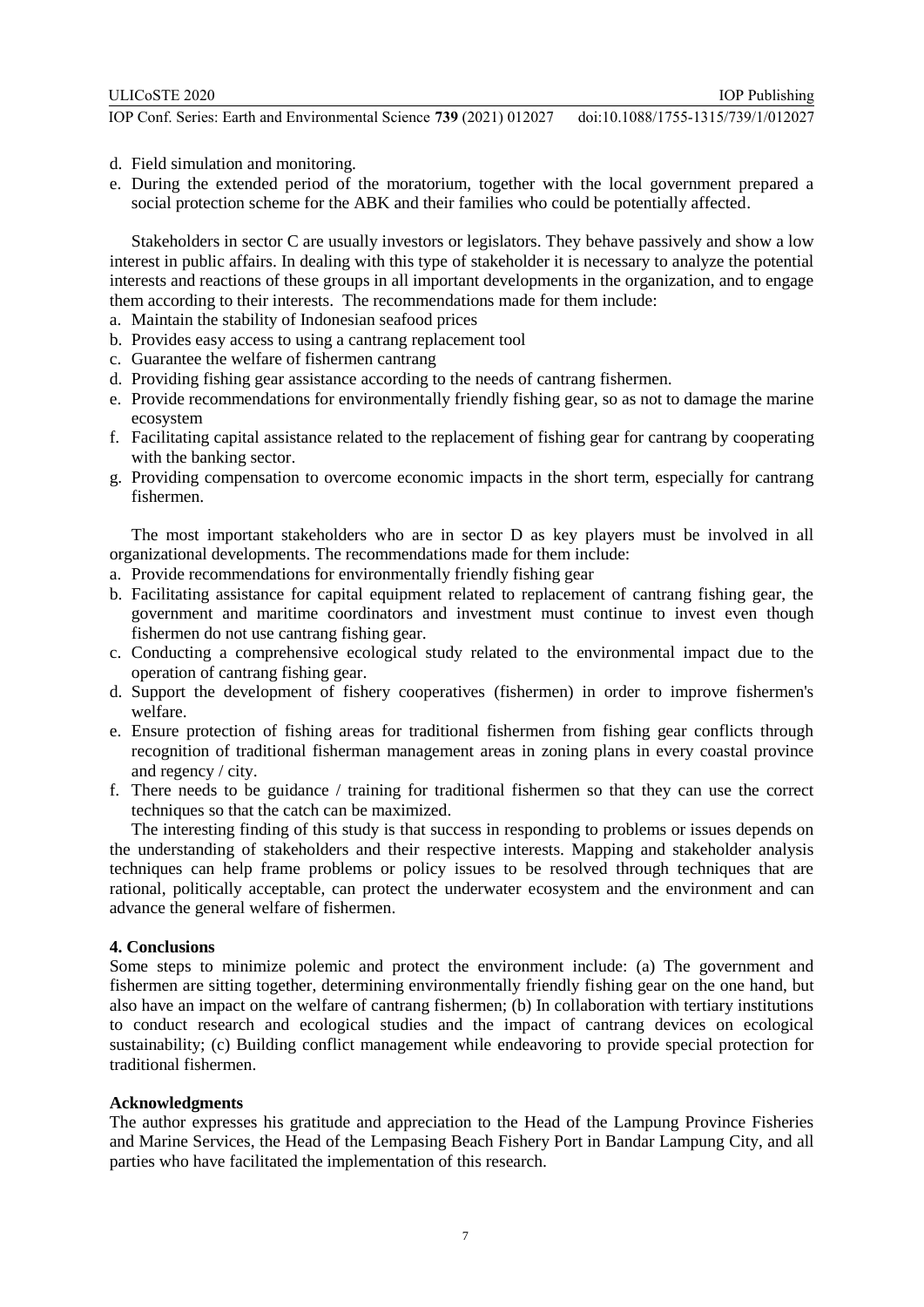d. Field simulation and monitoring.
e. During the extended period of the moratorium, together with the local government prepared a social protection scheme for the ABK and their families who could be potentially affected.

Stakeholders in sector C are usually investors or legislators. They behave passively and show a low interest in public affairs. In dealing with this type of stakeholder it is necessary to analyze the potential interests and reactions of these groups in all important developments in the organization, and to engage them according to their interests. The recommendations made for them include:

a. Maintain the stability of Indonesian seafood prices
b. Provides easy access to using a cantrang replacement tool
c. Guarantee the welfare of fishermen cantrang
d. Providing fishing gear assistance according to the needs of cantrang fishermen.
e. Provide recommendations for environmentally friendly fishing gear, so as not to damage the marine ecosystem
f. Facilitating capital assistance related to the replacement of fishing gear for cantrang by cooperating with the banking sector.
g. Providing compensation to overcome economic impacts in the short term, especially for cantrang fishermen.

The most important stakeholders who are in sector D as key players must be involved in all organizational developments. The recommendations made for them include:

a. Provide recommendations for environmentally friendly fishing gear
b. Facilitating assistance for capital equipment related to replacement of cantrang fishing gear, the government and maritime coordinators and investment must continue to invest even though fishermen do not use cantrang fishing gear.
c. Conducting a comprehensive ecological study related to the environmental impact due to the operation of cantrang fishing gear.
d. Support the development of fishery cooperatives (fishermen) in order to improve fishermen's welfare.
e. Ensure protection of fishing areas for traditional fishermen from fishing gear conflicts through recognition of traditional fisherman management areas in zoning plans in every coastal province and regency / city.
f. There needs to be guidance / training for traditional fishermen so that they can use the correct techniques so that the catch can be maximized.

The interesting finding of this study is that success in responding to problems or issues depends on the understanding of stakeholders and their respective interests. Mapping and stakeholder analysis techniques can help frame problems or policy issues to be resolved through techniques that are rational, politically acceptable, can protect the underwater ecosystem and the environment and can advance the general welfare of fishermen.

## 4. Conclusions

Some steps to minimize polemic and protect the environment include: (a) The government and fishermen are sitting together, determining environmentally friendly fishing gear on the one hand, but also have an impact on the welfare of cantrang fishermen; (b) In collaboration with tertiary institutions to conduct research and ecological studies and the impact of cantrang devices on ecological sustainability; (c) Building conflict management while endeavoring to provide special protection for traditional fishermen.

## Acknowledgments

The author expresses his gratitude and appreciation to the Head of the Lampung Province Fisheries and Marine Services, the Head of the Lempasing Beach Fishery Port in Bandar Lampung City, and all parties who have facilitated the implementation of this research.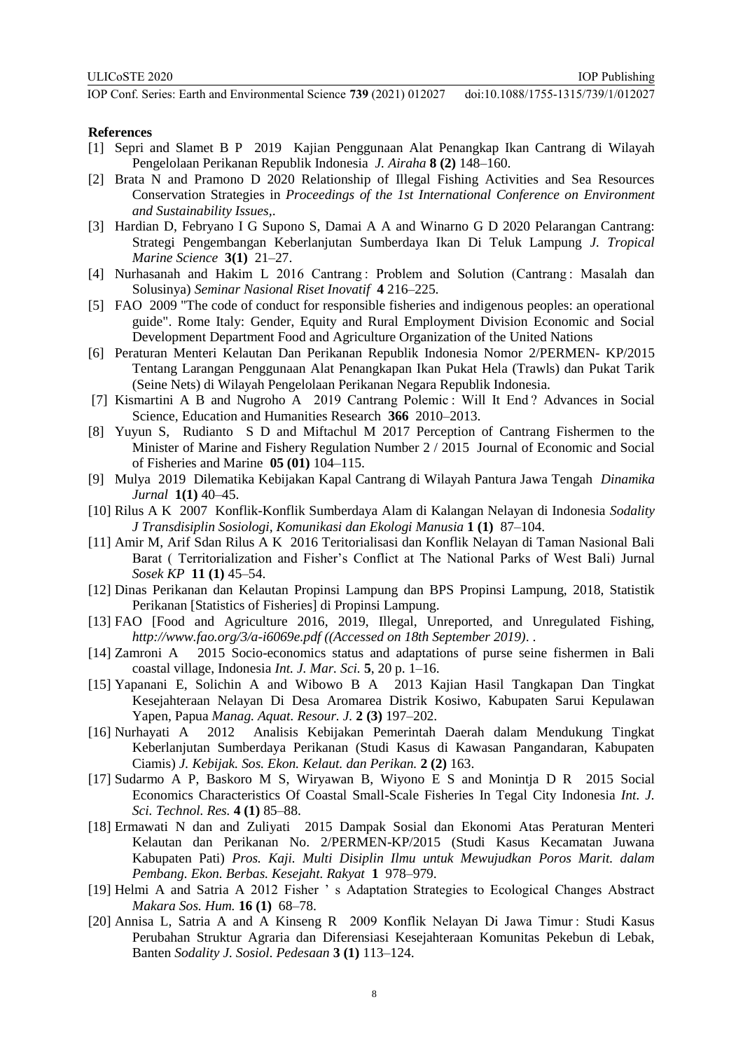**References**

[1] Sepri and Slamet B P 2019 Kajian Penggunaan Alat Penangkap Ikan Cantrang di Wilayah Pengelolaan Perikanan Republik Indonesia *J. Airaha* **8 (2)** 148–160.

[2] Brata N and Pramono D 2020 Relationship of Illegal Fishing Activities and Sea Resources Conservation Strategies in *Proceedings of the 1st International Conference on Environment and Sustainability Issues,*.

[3] Hardian D, Febryano I G Supono S, Damai A A and Winarno G D 2020 Pelarangan Cantrang: Strategi Pengembangan Keberlanjutan Sumberdaya Ikan Di Teluk Lampung *J. Tropical Marine Science* **3(1)** 21–27.

[4] Nurhasanah and Hakim L 2016 Cantrang : Problem and Solution (Cantrang : Masalah dan Solusinya) *Seminar Nasional Riset Inovatif* **4** 216–225.

[5] FAO 2009 "The code of conduct for responsible fisheries and indigenous peoples: an operational guide". Rome Italy: Gender, Equity and Rural Employment Division Economic and Social Development Department Food and Agriculture Organization of the United Nations

[6] Peraturan Menteri Kelautan Dan Perikanan Republik Indonesia Nomor 2/PERMEN- KP/2015 Tentang Larangan Penggunaan Alat Penangkapan Ikan Pukat Hela (Trawls) dan Pukat Tarik (Seine Nets) di Wilayah Pengelolaan Perikanan Negara Republik Indonesia.

[7] Kismartini A B and Nugroho A 2019 Cantrang Polemic : Will It End ? Advances in Social Science, Education and Humanities Research **366** 2010–2013.

[8] Yuyun S, Rudianto S D and Miftachul M 2017 Perception of Cantrang Fishermen to the Minister of Marine and Fishery Regulation Number 2 / 2015 Journal of Economic and Social of Fisheries and Marine **05 (01)** 104–115.

[9] Mulya 2019 Dilematika Kebijakan Kapal Cantrang di Wilayah Pantura Jawa Tengah *Dinamika Jurnal* **1(1)** 40–45.

[10] Rilus A K 2007 Konflik-Konflik Sumberdaya Alam di Kalangan Nelayan di Indonesia *Sodality J Transdisiplin Sosiologi, Komunikasi dan Ekologi Manusia* **1 (1)** 87–104.

[11] Amir M, Arif Sdan Rilus A K 2016 Teritorialisasi dan Konflik Nelayan di Taman Nasional Bali Barat ( Territorialization and Fisher's Conflict at The National Parks of West Bali) Jurnal *Sosek KP* **11 (1)** 45–54.

[12] Dinas Perikanan dan Kelautan Propinsi Lampung dan BPS Propinsi Lampung, 2018, Statistik Perikanan [Statistics of Fisheries] di Propinsi Lampung.

[13] FAO [Food and Agriculture 2016, 2019, Illegal, Unreported, and Unregulated Fishing, *http://www.fao.org/3/a-i6069e.pdf ((Accessed on 18th September 2019)*. .

[14] Zamroni A 2015 Socio-economics status and adaptations of purse seine fishermen in Bali coastal village, Indonesia *Int. J. Mar. Sci.* **5**, 20 p. 1–16.

[15] Yapanani E, Solichin A and Wibowo B A 2013 Kajian Hasil Tangkapan Dan Tingkat Kesejahteraan Nelayan Di Desa Aromarea Distrik Kosiwo, Kabupaten Sarui Kepulawan Yapen, Papua *Manag. Aquat. Resour. J.* **2 (3)** 197–202.

[16] Nurhayati A 2012 Analisis Kebijakan Pemerintah Daerah dalam Mendukung Tingkat Keberlanjutan Sumberdaya Perikanan (Studi Kasus di Kawasan Pangandaran, Kabupaten Ciamis) *J. Kebijak. Sos. Ekon. Kelaut. dan Perikan.* **2 (2)** 163.

[17] Sudarmo A P, Baskoro M S, Wiryawan B, Wiyono E S and Monintja D R 2015 Social Economics Characteristics Of Coastal Small-Scale Fisheries In Tegal City Indonesia *Int. J. Sci. Technol. Res.* **4 (1)** 85–88.

[18] Ermawati N dan and Zuliyati 2015 Dampak Sosial dan Ekonomi Atas Peraturan Menteri Kelautan dan Perikanan No. 2/PERMEN-KP/2015 (Studi Kasus Kecamatan Juwana Kabupaten Pati) *Pros. Kaji. Multi Disiplin Ilmu untuk Mewujudkan Poros Marit. dalam Pembang. Ekon. Berbas. Kesejaht. Rakyat* **1** 978–979.

[19] Helmi A and Satria A 2012 Fisher ' s Adaptation Strategies to Ecological Changes Abstract *Makara Sos. Hum.* **16 (1)** 68–78.

[20] Annisa L, Satria A and A Kinseng R 2009 Konflik Nelayan Di Jawa Timur : Studi Kasus Perubahan Struktur Agraria dan Diferensiasi Kesejahteraan Komunitas Pekebun di Lebak, Banten *Sodality J. Sosiol. Pedesaan* **3 (1)** 113–124.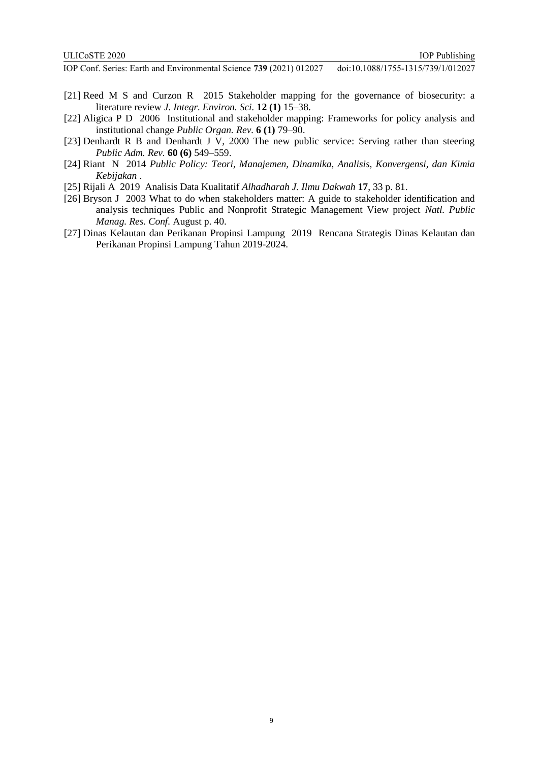[21] Reed M S and Curzon R 2015 Stakeholder mapping for the governance of biosecurity: a literature review *J. Integr. Environ. Sci.* **12 (1)** 15–38.

[22] Aligica P D 2006 Institutional and stakeholder mapping: Frameworks for policy analysis and institutional change *Public Organ. Rev.* **6 (1)** 79–90.

[23] Denhardt R B and Denhardt J V, 2000 The new public service: Serving rather than steering *Public Adm. Rev.* **60 (6)** 549–559.

[24] Riant N 2014 *Public Policy: Teori, Manajemen, Dinamika, Analisis, Konvergensi, dan Kimia Kebijakan* .

[25] Rijali A 2019 Analisis Data Kualitatif *Alhadharah J. Ilmu Dakwah* **17**, 33 p. 81.

[26] Bryson J 2003 What to do when stakeholders matter: A guide to stakeholder identification and analysis techniques Public and Nonprofit Strategic Management View project *Natl. Public Manag. Res. Conf.* August p. 40.

[27] Dinas Kelautan dan Perikanan Propinsi Lampung 2019 Rencana Strategis Dinas Kelautan dan Perikanan Propinsi Lampung Tahun 2019-2024.